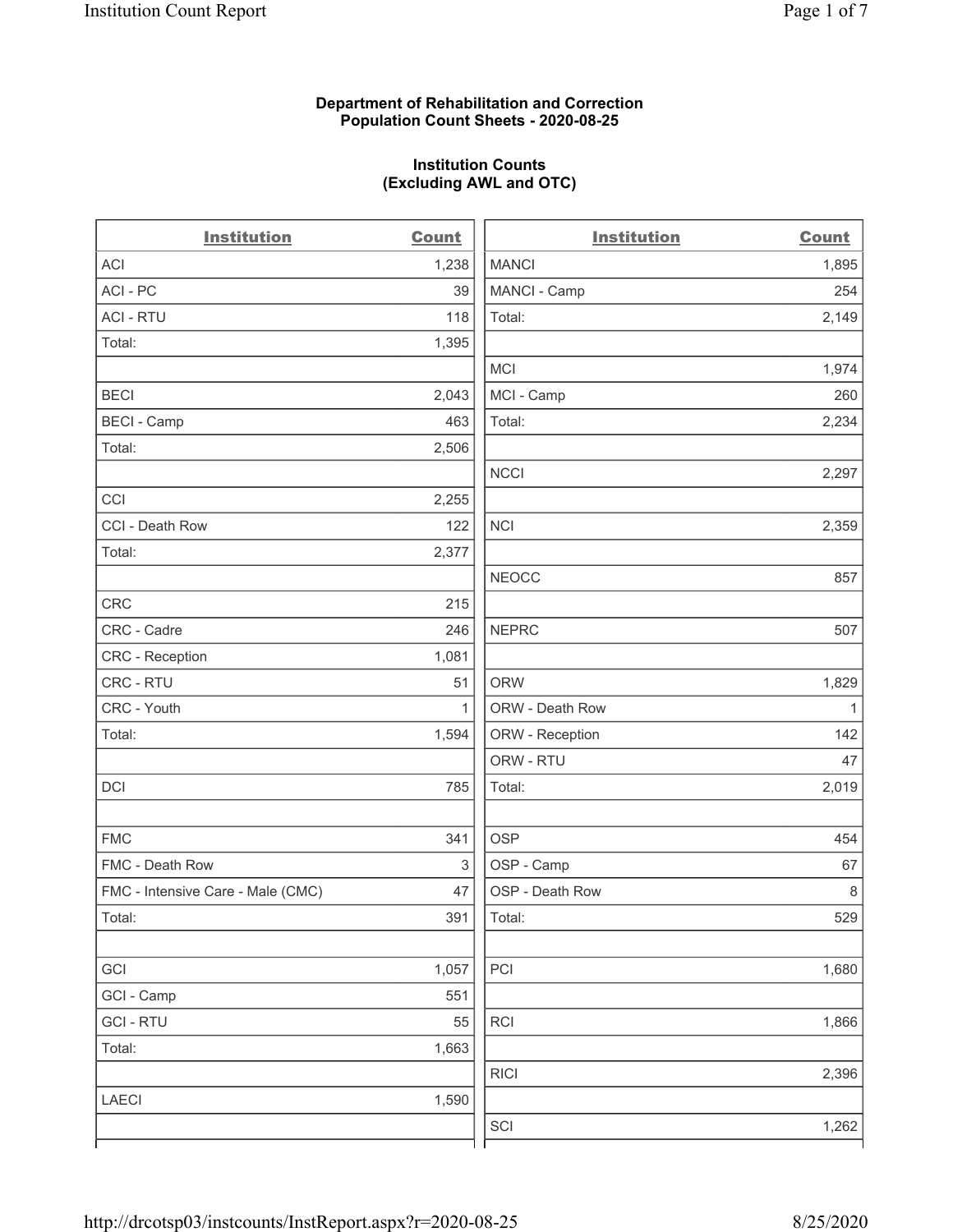**Department of Rehabilitation and Correction**
**Population Count Sheets - 2020-08-25**

**Institution Counts**
**(Excluding AWL and OTC)**

| Institution | Count |
|---|---|
| ACI | 1,238 |
| ACI - PC | 39 |
| ACI - RTU | 118 |
| Total: | 1,395 |
| | |
| BECI | 2,043 |
| BECI - Camp | 463 |
| Total: | 2,506 |
| | |
| CCI | 2,255 |
| CCI - Death Row | 122 |
| Total: | 2,377 |
| | |
| CRC | 215 |
| CRC - Cadre | 246 |
| CRC - Reception | 1,081 |
| CRC - RTU | 51 |
| CRC - Youth | 1 |
| Total: | 1,594 |
| | |
| DCI | 785 |
| | |
| FMC | 341 |
| FMC - Death Row | 3 |
| FMC - Intensive Care - Male (CMC) | 47 |
| Total: | 391 |
| | |
| GCI | 1,057 |
| GCI - Camp | 551 |
| GCI - RTU | 55 |
| Total: | 1,663 |
| | |
| LAECI | 1,590 |
| | |
| MANCI | 1,895 |
| MANCI - Camp | 254 |
| Total: | 2,149 |
| | |
| MCI | 1,974 |
| MCI - Camp | 260 |
| Total: | 2,234 |
| | |
| NCCI | 2,297 |
| | |
| NCI | 2,359 |
| | |
| NEOCC | 857 |
| | |
| NEPRC | 507 |
| | |
| ORW | 1,829 |
| ORW - Death Row | 1 |
| ORW - Reception | 142 |
| ORW - RTU | 47 |
| Total: | 2,019 |
| | |
| OSP | 454 |
| OSP - Camp | 67 |
| OSP - Death Row | 8 |
| Total: | 529 |
| | |
| PCI | 1,680 |
| | |
| RCI | 1,866 |
| | |
| RICI | 2,396 |
| | |
| SCI | 1,262 |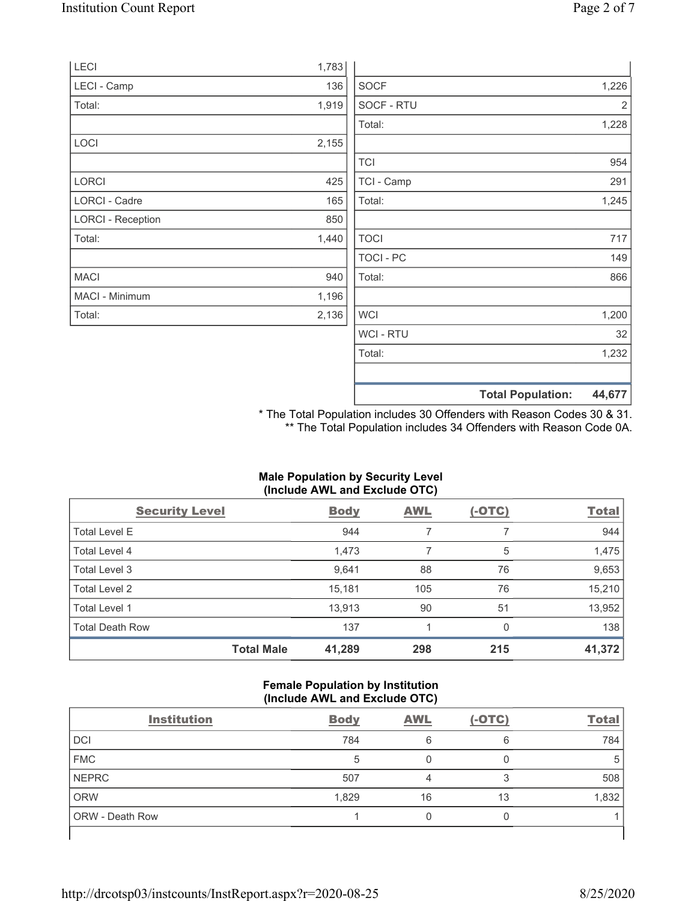| Institution | Count |
| --- | --- |
| LECI | 1,783 |
| LECI - Camp | 136 |
| Total: | 1,919 |
| | |
| LOCI | 2,155 |
| | |
| LORCI | 425 |
| LORCI - Cadre | 165 |
| LORCI - Reception | 850 |
| Total: | 1,440 |
| | |
| MACI | 940 |
| MACI - Minimum | 1,196 |
| Total: | 2,136 |

| Institution | Count |
| --- | --- |
| | |
| SOCF | 1,226 |
| SOCF - RTU | 2 |
| Total: | 1,228 |
| | |
| TCI | 954 |
| TCI - Camp | 291 |
| Total: | 1,245 |
| | |
| TOCI | 717 |
| TOCI - PC | 149 |
| Total: | 866 |
| | |
| WCI | 1,200 |
| WCI - RTU | 32 |
| Total: | 1,232 |
| | |
| **Total Population:** | **44,677** |

\* The Total Population includes 30 Offenders with Reason Codes 30 & 31.
\*\* The Total Population includes 34 Offenders with Reason Code 0A.

### Male Population by Security Level (Include AWL and Exclude OTC)

| Security Level | Body | AWL | (-OTC) | Total |
| --- | --- | --- | --- | --- |
| Total Level E | 944 | 7 | 7 | 944 |
| Total Level 4 | 1,473 | 7 | 5 | 1,475 |
| Total Level 3 | 9,641 | 88 | 76 | 9,653 |
| Total Level 2 | 15,181 | 105 | 76 | 15,210 |
| Total Level 1 | 13,913 | 90 | 51 | 13,952 |
| Total Death Row | 137 | 1 | 0 | 138 |
| **Total Male** | **41,289** | **298** | **215** | **41,372** |

### Female Population by Institution (Include AWL and Exclude OTC)

| Institution | Body | AWL | (-OTC) | Total |
| --- | --- | --- | --- | --- |
| DCI | 784 | 6 | 6 | 784 |
| FMC | 5 | 0 | 0 | 5 |
| NEPRC | 507 | 4 | 3 | 508 |
| ORW | 1,829 | 16 | 13 | 1,832 |
| ORW - Death Row | 1 | 0 | 0 | 1 |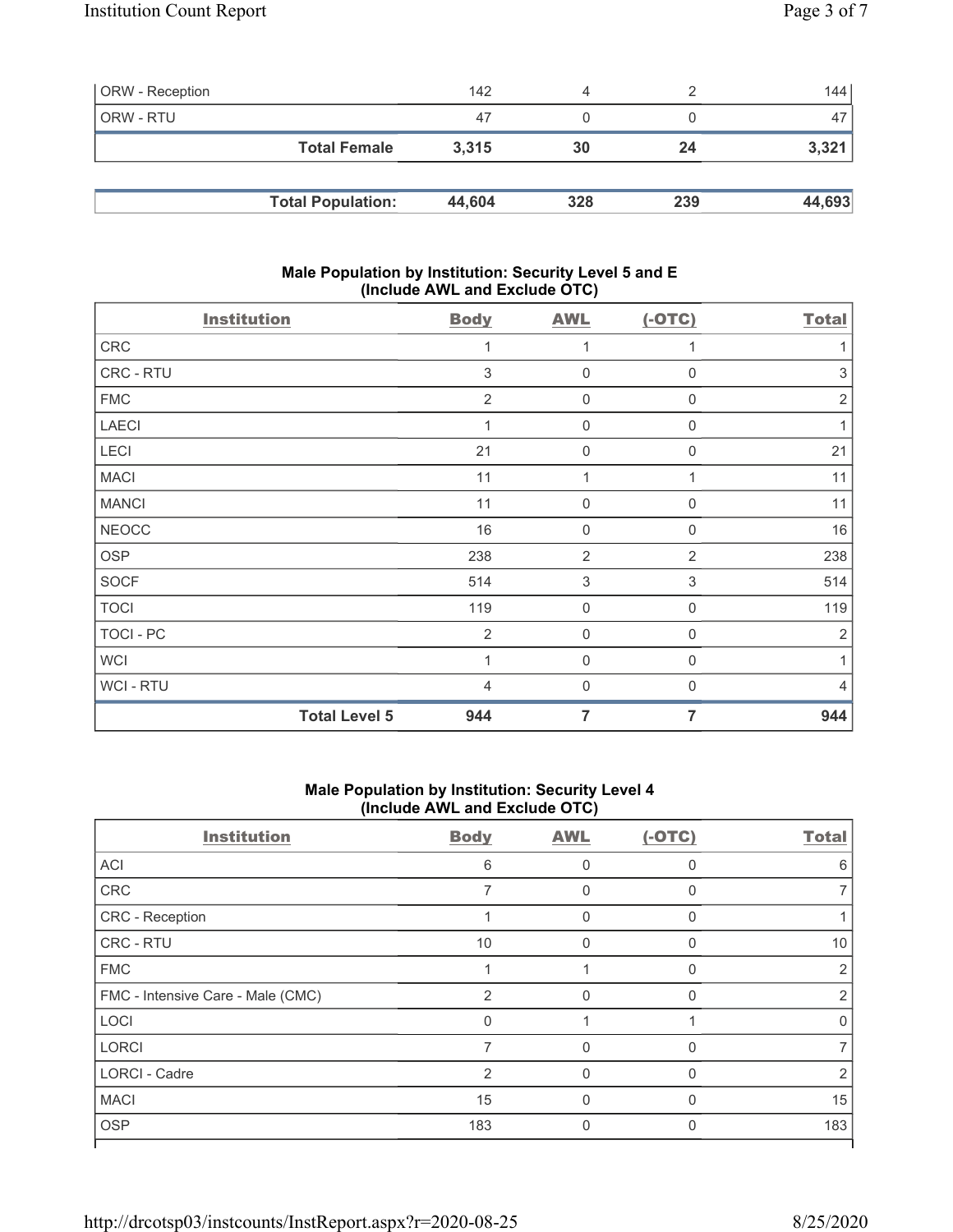| ORW - Reception | 142 | 4 | 2 | 144 |
|---|---|---|---|---|
| ORW - RTU | 47 | 0 | 0 | 47 |
| **Total Female** | **3,315** | **30** | **24** | **3,321** |

| **Total Population:** | **44,604** | **328** | **239** | **44,693** |
|---|---|---|---|---|

### Male Population by Institution: Security Level 5 and E (Include AWL and Exclude OTC)

| Institution | Body | AWL | (-OTC) | Total |
|---|---|---|---|---|
| CRC | 1 | 1 | 1 | 1 |
| CRC - RTU | 3 | 0 | 0 | 3 |
| FMC | 2 | 0 | 0 | 2 |
| LAECI | 1 | 0 | 0 | 1 |
| LECI | 21 | 0 | 0 | 21 |
| MACI | 11 | 1 | 1 | 11 |
| MANCI | 11 | 0 | 0 | 11 |
| NEOCC | 16 | 0 | 0 | 16 |
| OSP | 238 | 2 | 2 | 238 |
| SOCF | 514 | 3 | 3 | 514 |
| TOCI | 119 | 0 | 0 | 119 |
| TOCI - PC | 2 | 0 | 0 | 2 |
| WCI | 1 | 0 | 0 | 1 |
| WCI - RTU | 4 | 0 | 0 | 4 |
| **Total Level 5** | **944** | **7** | **7** | **944** |

### Male Population by Institution: Security Level 4 (Include AWL and Exclude OTC)

| Institution | Body | AWL | (-OTC) | Total |
|---|---|---|---|---|
| ACI | 6 | 0 | 0 | 6 |
| CRC | 7 | 0 | 0 | 7 |
| CRC - Reception | 1 | 0 | 0 | 1 |
| CRC - RTU | 10 | 0 | 0 | 10 |
| FMC | 1 | 1 | 0 | 2 |
| FMC - Intensive Care - Male (CMC) | 2 | 0 | 0 | 2 |
| LOCI | 0 | 1 | 1 | 0 |
| LORCI | 7 | 0 | 0 | 7 |
| LORCI - Cadre | 2 | 0 | 0 | 2 |
| MACI | 15 | 0 | 0 | 15 |
| OSP | 183 | 0 | 0 | 183 |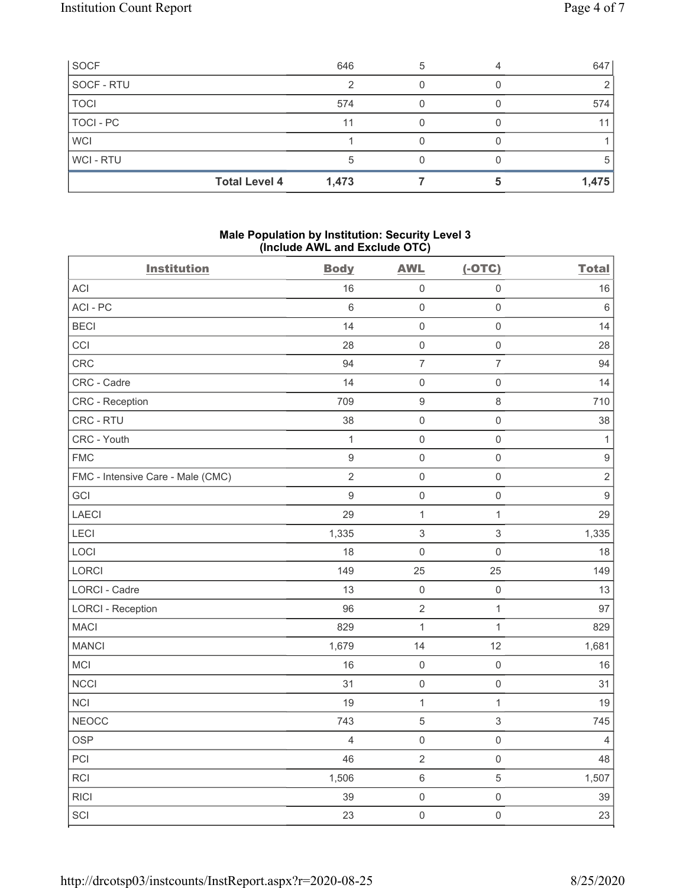| SOCF | 646 | 5 | 4 | 647 |
|---|---|---|---|---|
| SOCF - RTU | 2 | 0 | 0 | 2 |
| TOCI | 574 | 0 | 0 | 574 |
| TOCI - PC | 11 | 0 | 0 | 11 |
| WCI | 1 | 0 | 0 | 1 |
| WCI - RTU | 5 | 0 | 0 | 5 |
| **Total Level 4** | **1,473** | **7** | **5** | **1,475** |

## Male Population by Institution: Security Level 3 (Include AWL and Exclude OTC)

| Institution | Body | AWL | (-OTC) | Total |
|---|---|---|---|---|
| ACI | 16 | 0 | 0 | 16 |
| ACI - PC | 6 | 0 | 0 | 6 |
| BECI | 14 | 0 | 0 | 14 |
| CCI | 28 | 0 | 0 | 28 |
| CRC | 94 | 7 | 7 | 94 |
| CRC - Cadre | 14 | 0 | 0 | 14 |
| CRC - Reception | 709 | 9 | 8 | 710 |
| CRC - RTU | 38 | 0 | 0 | 38 |
| CRC - Youth | 1 | 0 | 0 | 1 |
| FMC | 9 | 0 | 0 | 9 |
| FMC - Intensive Care - Male (CMC) | 2 | 0 | 0 | 2 |
| GCI | 9 | 0 | 0 | 9 |
| LAECI | 29 | 1 | 1 | 29 |
| LECI | 1,335 | 3 | 3 | 1,335 |
| LOCI | 18 | 0 | 0 | 18 |
| LORCI | 149 | 25 | 25 | 149 |
| LORCI - Cadre | 13 | 0 | 0 | 13 |
| LORCI - Reception | 96 | 2 | 1 | 97 |
| MACI | 829 | 1 | 1 | 829 |
| MANCI | 1,679 | 14 | 12 | 1,681 |
| MCI | 16 | 0 | 0 | 16 |
| NCCI | 31 | 0 | 0 | 31 |
| NCI | 19 | 1 | 1 | 19 |
| NEOCC | 743 | 5 | 3 | 745 |
| OSP | 4 | 0 | 0 | 4 |
| PCI | 46 | 2 | 0 | 48 |
| RCI | 1,506 | 6 | 5 | 1,507 |
| RICI | 39 | 0 | 0 | 39 |
| SCI | 23 | 0 | 0 | 23 |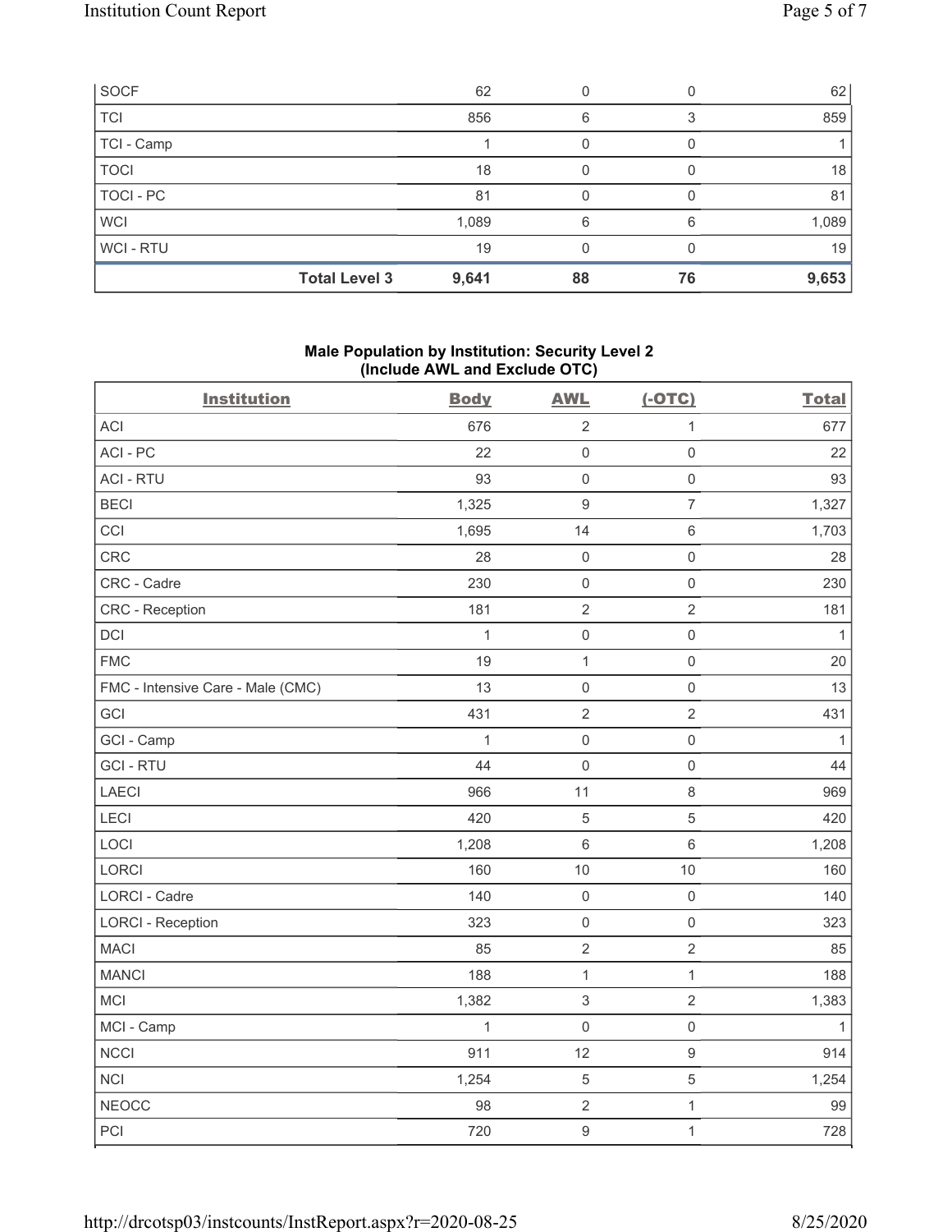| SOCF | | 62 | 0 | 0 | 62 |
|---|---|---|---|---|---|
| TCI | | 856 | 6 | 3 | 859 |
| TCI - Camp | | 1 | 0 | 0 | 1 |
| TOCI | | 18 | 0 | 0 | 18 |
| TOCI - PC | | 81 | 0 | 0 | 81 |
| WCI | | 1,089 | 6 | 6 | 1,089 |
| WCI - RTU | | 19 | 0 | 0 | 19 |
| | **Total Level 3** | **9,641** | **88** | **76** | **9,653** |

### Male Population by Institution: Security Level 2 (Include AWL and Exclude OTC)

| Institution | Body | AWL | (-OTC) | Total |
|---|---|---|---|---|
| ACI | 676 | 2 | 1 | 677 |
| ACI - PC | 22 | 0 | 0 | 22 |
| ACI - RTU | 93 | 0 | 0 | 93 |
| BECI | 1,325 | 9 | 7 | 1,327 |
| CCI | 1,695 | 14 | 6 | 1,703 |
| CRC | 28 | 0 | 0 | 28 |
| CRC - Cadre | 230 | 0 | 0 | 230 |
| CRC - Reception | 181 | 2 | 2 | 181 |
| DCI | 1 | 0 | 0 | 1 |
| FMC | 19 | 1 | 0 | 20 |
| FMC - Intensive Care - Male (CMC) | 13 | 0 | 0 | 13 |
| GCI | 431 | 2 | 2 | 431 |
| GCI - Camp | 1 | 0 | 0 | 1 |
| GCI - RTU | 44 | 0 | 0 | 44 |
| LAECI | 966 | 11 | 8 | 969 |
| LECI | 420 | 5 | 5 | 420 |
| LOCI | 1,208 | 6 | 6 | 1,208 |
| LORCI | 160 | 10 | 10 | 160 |
| LORCI - Cadre | 140 | 0 | 0 | 140 |
| LORCI - Reception | 323 | 0 | 0 | 323 |
| MACI | 85 | 2 | 2 | 85 |
| MANCI | 188 | 1 | 1 | 188 |
| MCI | 1,382 | 3 | 2 | 1,383 |
| MCI - Camp | 1 | 0 | 0 | 1 |
| NCCI | 911 | 12 | 9 | 914 |
| NCI | 1,254 | 5 | 5 | 1,254 |
| NEOCC | 98 | 2 | 1 | 99 |
| PCI | 720 | 9 | 1 | 728 |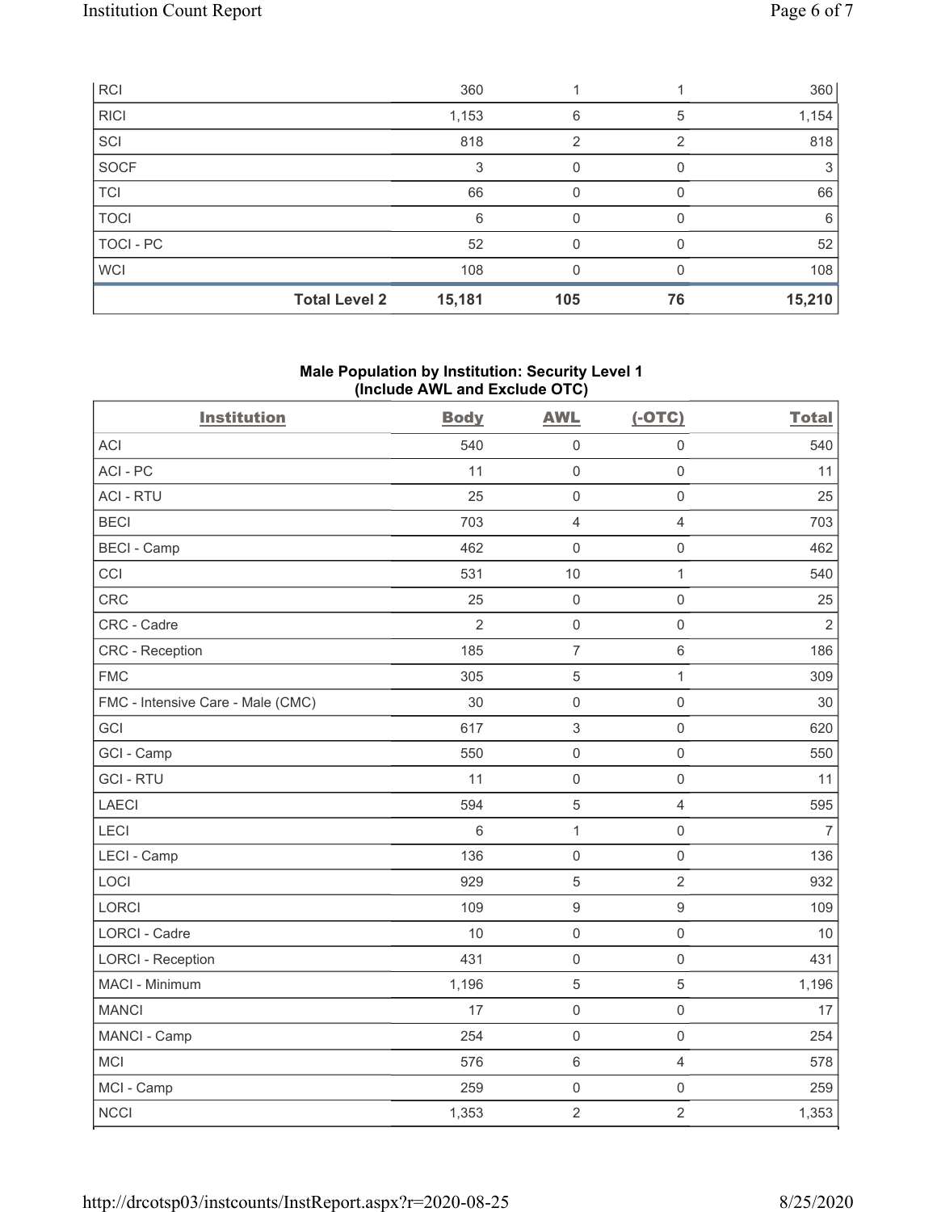| RCI | | 360 | 1 | 1 | 360 |
|---|---|---|---|---|---|
| RICI | | 1,153 | 6 | 5 | 1,154 |
| SCI | | 818 | 2 | 2 | 818 |
| SOCF | | 3 | 0 | 0 | 3 |
| TCI | | 66 | 0 | 0 | 66 |
| TOCI | | 6 | 0 | 0 | 6 |
| TOCI - PC | | 52 | 0 | 0 | 52 |
| WCI | | 108 | 0 | 0 | 108 |
| | **Total Level 2** | **15,181** | **105** | **76** | **15,210** |

### Male Population by Institution: Security Level 1 (Include AWL and Exclude OTC)

| Institution | Body | AWL | (-OTC) | Total |
|---|---|---|---|---|
| ACI | 540 | 0 | 0 | 540 |
| ACI - PC | 11 | 0 | 0 | 11 |
| ACI - RTU | 25 | 0 | 0 | 25 |
| BECI | 703 | 4 | 4 | 703 |
| BECI - Camp | 462 | 0 | 0 | 462 |
| CCI | 531 | 10 | 1 | 540 |
| CRC | 25 | 0 | 0 | 25 |
| CRC - Cadre | 2 | 0 | 0 | 2 |
| CRC - Reception | 185 | 7 | 6 | 186 |
| FMC | 305 | 5 | 1 | 309 |
| FMC - Intensive Care - Male (CMC) | 30 | 0 | 0 | 30 |
| GCI | 617 | 3 | 0 | 620 |
| GCI - Camp | 550 | 0 | 0 | 550 |
| GCI - RTU | 11 | 0 | 0 | 11 |
| LAECI | 594 | 5 | 4 | 595 |
| LECI | 6 | 1 | 0 | 7 |
| LECI - Camp | 136 | 0 | 0 | 136 |
| LOCI | 929 | 5 | 2 | 932 |
| LORCI | 109 | 9 | 9 | 109 |
| LORCI - Cadre | 10 | 0 | 0 | 10 |
| LORCI - Reception | 431 | 0 | 0 | 431 |
| MACI - Minimum | 1,196 | 5 | 5 | 1,196 |
| MANCI | 17 | 0 | 0 | 17 |
| MANCI - Camp | 254 | 0 | 0 | 254 |
| MCI | 576 | 6 | 4 | 578 |
| MCI - Camp | 259 | 0 | 0 | 259 |
| NCCI | 1,353 | 2 | 2 | 1,353 |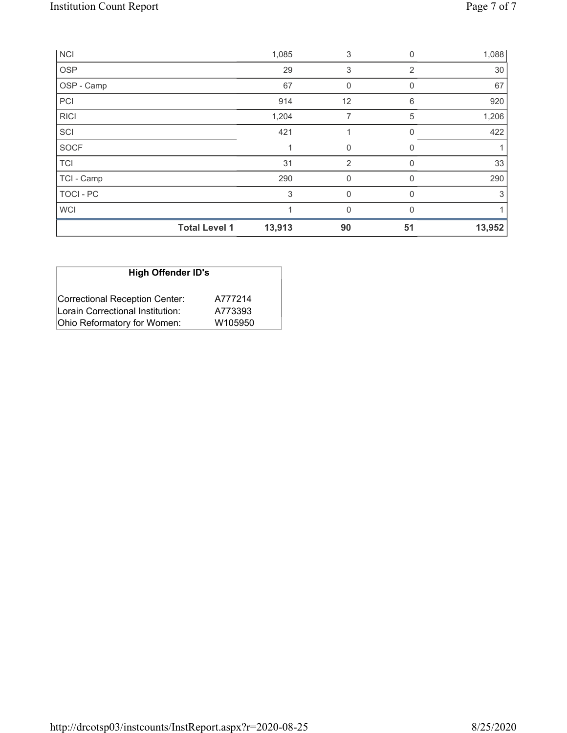| | | | | |
|---|---|---|---|---|
| NCI | 1,085 | 3 | 0 | 1,088 |
| OSP | 29 | 3 | 2 | 30 |
| OSP - Camp | 67 | 0 | 0 | 67 |
| PCI | 914 | 12 | 6 | 920 |
| RICI | 1,204 | 7 | 5 | 1,206 |
| SCI | 421 | 1 | 0 | 422 |
| SOCF | 1 | 0 | 0 | 1 |
| TCI | 31 | 2 | 0 | 33 |
| TCI - Camp | 290 | 0 | 0 | 290 |
| TOCI - PC | 3 | 0 | 0 | 3 |
| WCI | 1 | 0 | 0 | 1 |
| **Total Level 1** | **13,913** | **90** | **51** | **13,952** |

| High Offender ID's | |
|---|---|
| Correctional Reception Center: | A777214 |
| Lorain Correctional Institution: | A773393 |
| Ohio Reformatory for Women: | W105950 |